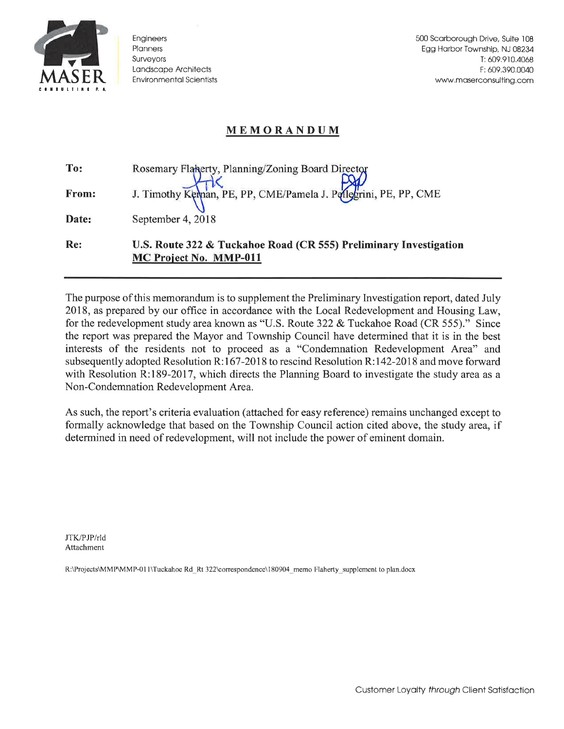Engineers
Planners
Surveyors
Landscape Architects
Environmental Scientists

500 Scarborough Drive, Suite 108
Egg Harbor Township, NJ 08234
T: 609.910.4068
F: 609.390.0040
www.maserconsulting.com

# MEMORANDUM

**To:** Rosemary Flaherty, Planning/Zoning Board Director

**From:** J. Timothy Kernan, PE, PP, CME/Pamela J. Pellegrini, PE, PP, CME

**Date:** September 4, 2018

**Re:** **U.S. Route 322 & Tuckahoe Road (CR 555) Preliminary Investigation**
**MC Project No. MMP-011**

---

The purpose of this memorandum is to supplement the Preliminary Investigation report, dated July 2018, as prepared by our office in accordance with the Local Redevelopment and Housing Law, for the redevelopment study area known as "U.S. Route 322 & Tuckahoe Road (CR 555)." Since the report was prepared the Mayor and Township Council have determined that it is in the best interests of the residents not to proceed as a "Condemnation Redevelopment Area" and subsequently adopted Resolution R:167-2018 to rescind Resolution R:142-2018 and move forward with Resolution R:189-2017, which directs the Planning Board to investigate the study area as a Non-Condemnation Redevelopment Area.

As such, the report's criteria evaluation (attached for easy reference) remains unchanged except to formally acknowledge that based on the Township Council action cited above, the study area, if determined in need of redevelopment, will not include the power of eminent domain.

JTK/PJP/rld
Attachment

R:\Projects\MMP\MMP-011\Tuckahoe Rd_Rt 322\correspondence\180904_memo Flaherty_supplement to plan.docx

Customer Loyalty *through* Client Satisfaction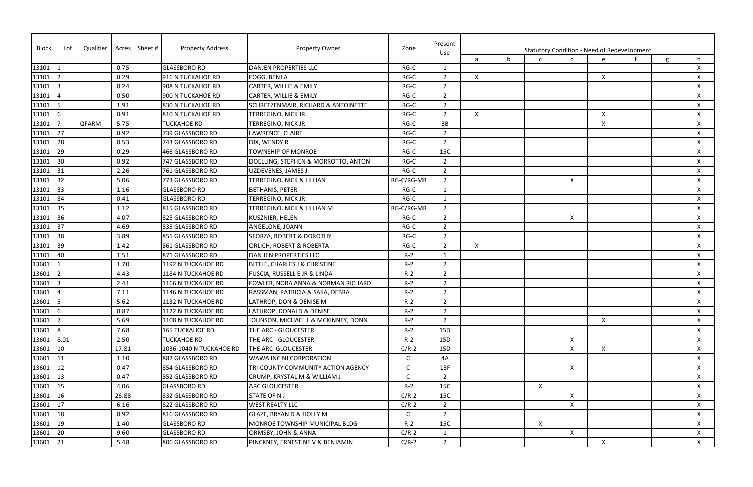| Block | Lot | Qualifier | Acres | Sheet # | Property Address | Property Owner | Zone | Present Use | Statutory Condition - Need of Redevelopment | | | | | | | |
|---|---|---|---|---|---|---|---|---|---|---|---|---|---|---|---|---|
| | | | | | | | | | a | b | c | d | e | f | g | h |
| 13101 | 1 | | 0.75 | | GLASSBORO RD | DANJEN PROPERTIES LLC | RG-C | 1 | | | | | | | | X |
| 13101 | 2 | | 0.29 | | 916 N TUCKAHOE RD | FOGG, BENJ A | RG-C | 2 | X | | | | X | | | X |
| 13101 | 3 | | 0.24 | | 908 N TUCKAHOE RD | CARTER, WILLIE & EMILY | RG-C | 2 | | | | | | | | X |
| 13101 | 4 | | 0.50 | | 900 N TUCKAHOE RD | CARTER, WILLIE & EMILY | RG-C | 2 | | | | | | | | X |
| 13101 | 5 | | 1.91 | | 830 N TUCKAHOE RD | SCHRETZENMAIR, RICHARD & ANTOINETTE | RG-C | 2 | | | | | | | | X |
| 13101 | 6 | | 0.91 | | 810 N TUCKAHOE RD | TERREGINO, NICK JR | RG-C | 2 | X | | | | X | | | X |
| 13101 | 7 | QFARM | 5.75 | | TUCKAHOE RD | TERREGINO, NICK JR | RG-C | 3B | | | | | X | | | X |
| 13101 | 27 | | 0.92 | | 739 GLASSBORO RD | LAWRENCE, CLAIRE | RG-C | 2 | | | | | | | | X |
| 13101 | 28 | | 0.53 | | 743 GLASSBORO RD | DIX, WENDY R | RG-C | 2 | | | | | | | | X |
| 13101 | 29 | | 0.29 | | 466 GLASSBORO RD | TOWNSHIP OF MONROE | RG-C | 15C | | | | | | | | X |
| 13101 | 30 | | 0.92 | | 747 GLASSBORO RD | DOELLING, STEPHEN & MORROTTO, ANTON | RG-C | 2 | | | | | | | | X |
| 13101 | 31 | | 2.26 | | 761 GLASSBORO RD | UZDEVENES, JAMES J | RG-C | 2 | | | | | | | | X |
| 13101 | 32 | | 5.06 | | 773 GLASSBORO RD | TERREGINO, NICK & LILLIAN | RG-C/RG-MR | 2 | | | | X | | | | X |
| 13101 | 33 | | 1.16 | | GLASSBORO RD | BETHANIS, PETER | RG-C | 1 | | | | | | | | X |
| 13101 | 34 | | 0.41 | | GLASSBORO RD | TERREGINO, NICK JR | RG-C | 1 | | | | | | | | X |
| 13101 | 35 | | 1.12 | | 815 GLASSBORO RD | TERREGINO, NICK & LILLIAN M | RG-C/RG-MR | 2 | | | | | | | | X |
| 13101 | 36 | | 4.07 | | 825 GLASSBORO RD | KUSZNIER, HELEN | RG-C | 2 | | | | X | | | | X |
| 13101 | 37 | | 4.69 | | 835 GLASSBORO RD | ANGELONE, JOANN | RG-C | 2 | | | | | | | | X |
| 13101 | 38 | | 3.89 | | 851 GLASSBORO RD | SFORZA, ROBERT & DOROTHY | RG-C | 2 | | | | | | | | X |
| 13101 | 39 | | 1.42 | | 861 GLASSBORO RD | ORLICH, ROBERT & ROBERTA | RG-C | 2 | X | | | | | | | X |
| 13101 | 40 | | 1.51 | | 871 GLASSBORO RD | DAN JEN PROPERTIES LLC | R-2 | 1 | | | | | | | | X |
| 13601 | 1 | | 1.70 | | 1192 N TUCKAHOE RD | BITTLE, CHARLES J & CHRISTINE | R-2 | 2 | | | | | | | | X |
| 13601 | 2 | | 4.43 | | 1184 N TUCKAHOE RD | FUSCIA, RUSSELL E JR & LINDA | R-2 | 2 | | | | | | | | X |
| 13601 | 3 | | 2.41 | | 1166 N TUCKAHOE RD | FOWLER, NORA ANNA & NORMAN RICHARD | R-2 | 2 | | | | | | | | X |
| 13601 | 4 | | 7.11 | | 1146 N TUCKAHOE RD | RASSMAN, PATRICIA & SAIIA, DEBRA | R-2 | 2 | | | | | | | | X |
| 13601 | 5 | | 5.62 | | 1132 N TUCKAHOE RD | LATHROP, DON & DENISE M | R-2 | 2 | | | | | | | | X |
| 13601 | 6 | | 0.87 | | 1122 N TUCKAHOE RD | LATHROP, DONALD & DENISE | R-2 | 2 | | | | | | | | X |
| 13601 | 7 | | 5.69 | | 1108 N TUCKAHOE RD | JOHNSON, MICHAEL L & MCKINNEY, DONN | R-2 | 2 | | | | | X | | | X |
| 13601 | 8 | | 7.68 | | 165 TUCKAHOE RD | THE ARC - GLOUCESTER | R-2 | 15D | | | | | | | | X |
| 13601 | 8.01 | | 2.50 | | TUCKAHOE RD | THE ARC - GLOUCESTER | R-2 | 15D | | | | X | | | | X |
| 13601 | 10 | | 17.81 | | 1036-1040 N TUCKAHOE RD | THE ARC GLOUCESTER | C/R-2 | 15D | | | | X | X | | | X |
| 13601 | 11 | | 1.10 | | 882 GLASSBORO RD | WAWA INC NJ CORPORATION | C | 4A | | | | | | | | X |
| 13601 | 12 | | 0.47 | | 854 GLASSBORO RD | TRI-COUNTY COMMUNITY ACTION AGENCY | C | 15F | | | | X | | | | X |
| 13601 | 13 | | 0.47 | | 852 GLASSBORO RD | CRUMP, KRYSTAL M & WILLIAM J | C | 2 | | | | | | | | X |
| 13601 | 15 | | 4.06 | | GLASSBORO RD | ARC GLOUCESTER | R-2 | 15C | | | X | | | | | X |
| 13601 | 16 | | 26.88 | | 832 GLASSBORO RD | STATE OF N J | C/R-2 | 15C | | | | X | | | | X |
| 13601 | 17 | | 6.16 | | 822 GLASSBORO RD | WEST REALTY LLC | C/R-2 | 2 | | | | X | | | | X |
| 13601 | 18 | | 0.92 | | 816 GLASSBORO RD | GLAZE, BRYAN D & HOLLY M | C | 2 | | | | | | | | X |
| 13601 | 19 | | 1.40 | | GLASSBORO RD | MONROE TOWNSHIP MUNICIPAL BLDG | R-2 | 15C | | | X | | | | | X |
| 13601 | 20 | | 9.60 | | GLASSBORO RD | ORMSBY, JOHN & ANNA | C/R-2 | 1 | | | | X | | | | X |
| 13601 | 21 | | 5.48 | | 806 GLASSBORO RD | PINCKNEY, ERNESTINE V & BENJAMIN | C/R-2 | 2 | | | | | X | | | X |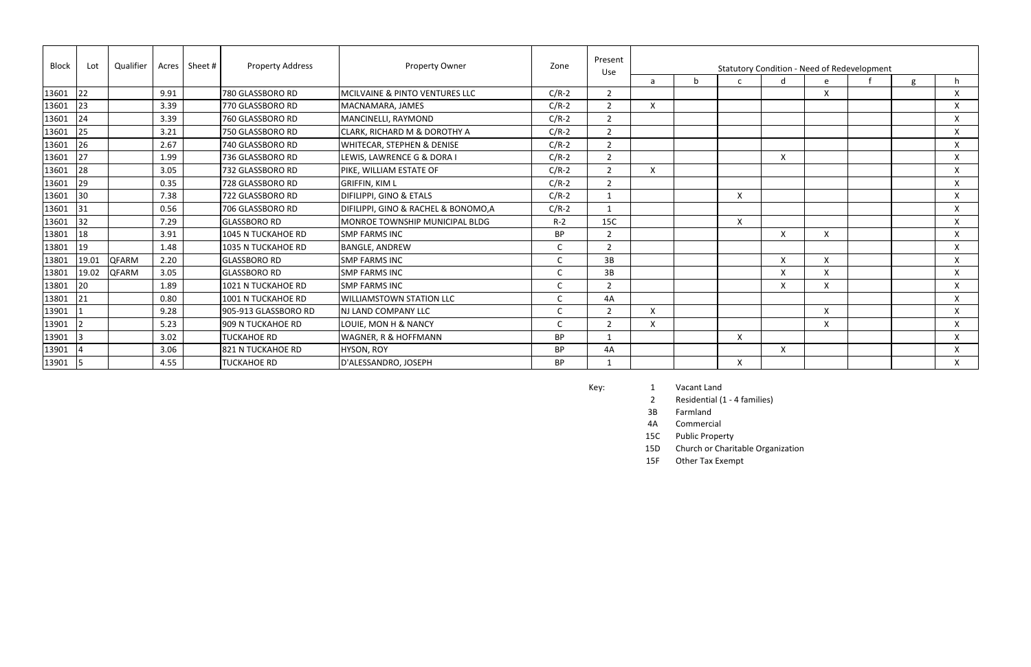| Block | Lot | Qualifier | Acres | Sheet # | Property Address | Property Owner | Zone | Present Use | Statutory Condition - Need of Redevelopment | | | | | | | |
|---|---|---|---|---|---|---|---|---|---|---|---|---|---|---|---|---|
| | | | | | | | | | a | b | c | d | e | f | g | h |
| 13601 | 22 | | 9.91 | | 780 GLASSBORO RD | MCILVAINE & PINTO VENTURES LLC | C/R-2 | 2 | | | | | X | | | X |
| 13601 | 23 | | 3.39 | | 770 GLASSBORO RD | MACNAMARA, JAMES | C/R-2 | 2 | X | | | | | | | X |
| 13601 | 24 | | 3.39 | | 760 GLASSBORO RD | MANCINELLI, RAYMOND | C/R-2 | 2 | | | | | | | | X |
| 13601 | 25 | | 3.21 | | 750 GLASSBORO RD | CLARK, RICHARD M & DOROTHY A | C/R-2 | 2 | | | | | | | | X |
| 13601 | 26 | | 2.67 | | 740 GLASSBORO RD | WHITECAR, STEPHEN & DENISE | C/R-2 | 2 | | | | | | | | X |
| 13601 | 27 | | 1.99 | | 736 GLASSBORO RD | LEWIS, LAWRENCE G & DORA I | C/R-2 | 2 | | | | X | | | | X |
| 13601 | 28 | | 3.05 | | 732 GLASSBORO RD | PIKE, WILLIAM ESTATE OF | C/R-2 | 2 | X | | | | | | | X |
| 13601 | 29 | | 0.35 | | 728 GLASSBORO RD | GRIFFIN, KIM L | C/R-2 | 2 | | | | | | | | X |
| 13601 | 30 | | 7.38 | | 722 GLASSBORO RD | DIFILIPPI, GINO & ETALS | C/R-2 | 1 | | | X | | | | | X |
| 13601 | 31 | | 0.56 | | 706 GLASSBORO RD | DIFILIPPI, GINO & RACHEL & BONOMO,A | C/R-2 | 1 | | | | | | | | X |
| 13601 | 32 | | 7.29 | | GLASSBORO RD | MONROE TOWNSHIP MUNICIPAL BLDG | R-2 | 15C | | | X | | | | | X |
| 13801 | 18 | | 3.91 | | 1045 N TUCKAHOE RD | SMP FARMS INC | BP | 2 | | | | X | X | | | X |
| 13801 | 19 | | 1.48 | | 1035 N TUCKAHOE RD | BANGLE, ANDREW | C | 2 | | | | | | | | X |
| 13801 | 19.01 | QFARM | 2.20 | | GLASSBORO RD | SMP FARMS INC | C | 3B | | | | X | X | | | X |
| 13801 | 19.02 | QFARM | 3.05 | | GLASSBORO RD | SMP FARMS INC | C | 3B | | | | X | X | | | X |
| 13801 | 20 | | 1.89 | | 1021 N TUCKAHOE RD | SMP FARMS INC | C | 2 | | | | X | X | | | X |
| 13801 | 21 | | 0.80 | | 1001 N TUCKAHOE RD | WILLIAMSTOWN STATION LLC | C | 4A | | | | | | | | X |
| 13901 | 1 | | 9.28 | | 905-913 GLASSBORO RD | NJ LAND COMPANY LLC | C | 2 | X | | | | X | | | X |
| 13901 | 2 | | 5.23 | | 909 N TUCKAHOE RD | LOUIE, MON H & NANCY | C | 2 | X | | | | X | | | X |
| 13901 | 3 | | 3.02 | | TUCKAHOE RD | WAGNER, R & HOFFMANN | BP | 1 | | | X | | | | | X |
| 13901 | 4 | | 3.06 | | 821 N TUCKAHOE RD | HYSON, ROY | BP | 4A | | | | X | | | | X |
| 13901 | 5 | | 4.55 | | TUCKAHOE RD | D'ALESSANDRO, JOSEPH | BP | 1 | | | X | | | | | X |

Key:

| | |
|---|---|
| 1 | Vacant Land |
| 2 | Residential (1 - 4 families) |
| 3B | Farmland |
| 4A | Commercial |
| 15C | Public Property |
| 15D | Church or Charitable Organization |
| 15F | Other Tax Exempt |